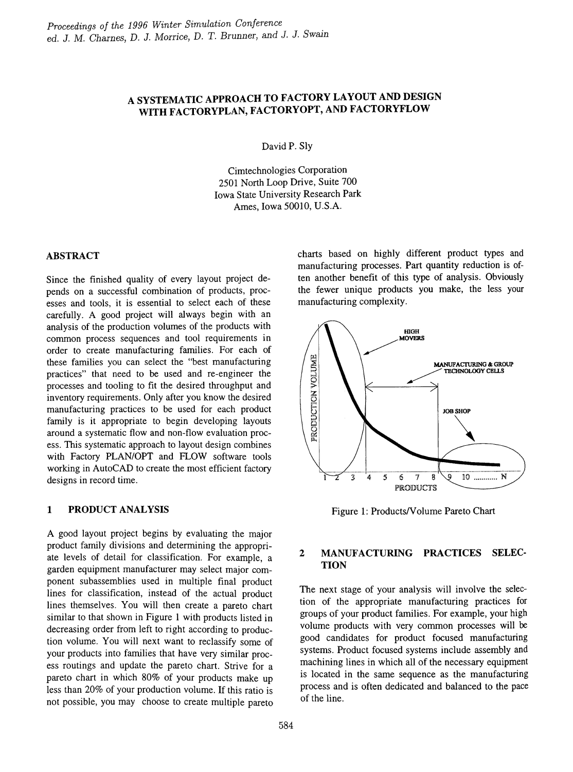*Proceedings of the 1996 Winter Simulation Conference*
*ed. J. M. Charnes, D. J. Morrice, D. T. Brunner, and J. J. Swain*

# A SYSTEMATIC APPROACH TO FACTORY LAYOUT AND DESIGN WITH FACTORYPLAN, FACTORYOPT, AND FACTORYFLOW

David P. Sly

Cimtechnologies Corporation
2501 North Loop Drive, Suite 700
Iowa State University Research Park
Ames, Iowa 50010, U.S.A.

## ABSTRACT

Since the finished quality of every layout project depends on a successful combination of products, processes and tools, it is essential to select each of these carefully. A good project will always begin with an analysis of the production volumes of the products with common process sequences and tool requirements in order to create manufacturing families. For each of these families you can select the "best manufacturing practices" that need to be used and re-engineer the processes and tooling to fit the desired throughput and inventory requirements. Only after you know the desired manufacturing practices to be used for each product family is it appropriate to begin developing layouts around a systematic flow and non-flow evaluation process. This systematic approach to layout design combines with Factory PLAN/OPT and FLOW software tools working in AutoCAD to create the most efficient factory designs in record time.

## 1 PRODUCT ANALYSIS

A good layout project begins by evaluating the major product family divisions and determining the appropriate levels of detail for classification. For example, a garden equipment manufacturer may select major component subassemblies used in multiple final product lines for classification, instead of the actual product lines themselves. You will then create a pareto chart similar to that shown in Figure 1 with products listed in decreasing order from left to right according to production volume. You will next want to reclassify some of your products into families that have very similar process routings and update the pareto chart. Strive for a pareto chart in which 80% of your products make up less than 20% of your production volume. If this ratio is not possible, you may choose to create multiple pareto charts based on highly different product types and manufacturing processes. Part quantity reduction is often another benefit of this type of analysis. Obviously the fewer unique products you make, the less your manufacturing complexity.

Figure 1: Products/Volume Pareto Chart

## 2 MANUFACTURING PRACTICES SELECTION

The next stage of your analysis will involve the selection of the appropriate manufacturing practices for groups of your product families. For example, your high volume products with very common processes will be good candidates for product focused manufacturing systems. Product focused systems include assembly and machining lines in which all of the necessary equipment is located in the same sequence as the manufacturing process and is often dedicated and balanced to the pace of the line.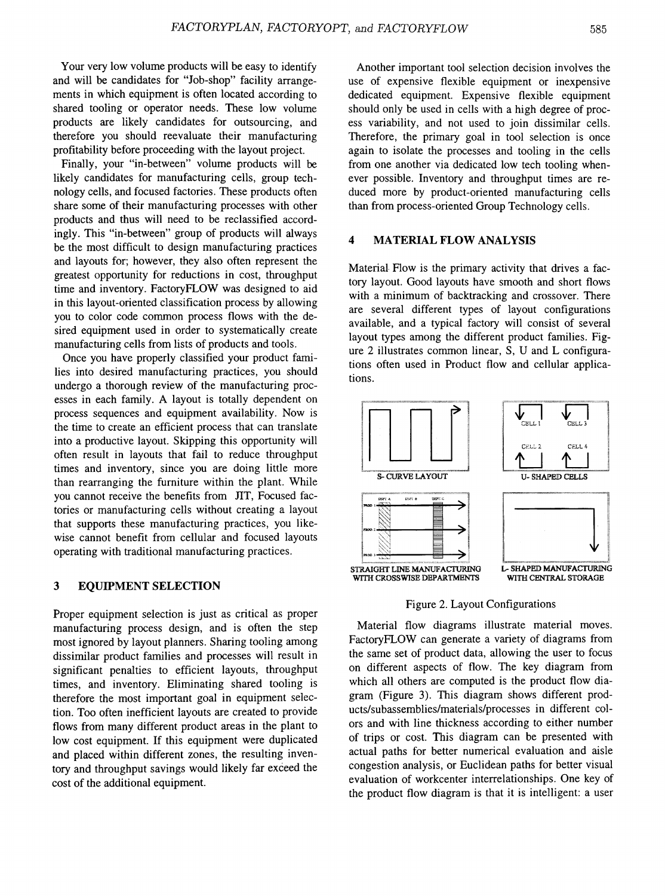Your very low volume products will be easy to identify and will be candidates for "Job-shop" facility arrangements in which equipment is often located according to shared tooling or operator needs. These low volume products are likely candidates for outsourcing, and therefore you should reevaluate their manufacturing profitability before proceeding with the layout project.

Finally, your "in-between" volume products will be likely candidates for manufacturing cells, group technology cells, and focused factories. These products often share some of their manufacturing processes with other products and thus will need to be reclassified accordingly. This "in-between" group of products will always be the most difficult to design manufacturing practices and layouts for; however, they also often represent the greatest opportunity for reductions in cost, throughput time and inventory. FactoryFLOW was designed to aid in this layout-oriented classification process by allowing you to color code common process flows with the desired equipment used in order to systematically create manufacturing cells from lists of products and tools.

Once you have properly classified your product families into desired manufacturing practices, you should undergo a thorough review of the manufacturing processes in each family. A layout is totally dependent on process sequences and equipment availability. Now is the time to create an efficient process that can translate into a productive layout. Skipping this opportunity will often result in layouts that fail to reduce throughput times and inventory, since you are doing little more than rearranging the furniture within the plant. While you cannot receive the benefits from JIT, Focused factories or manufacturing cells without creating a layout that supports these manufacturing practices, you likewise cannot benefit from cellular and focused layouts operating with traditional manufacturing practices.

## 3 EQUIPMENT SELECTION

Proper equipment selection is just as critical as proper manufacturing process design, and is often the step most ignored by layout planners. Sharing tooling among dissimilar product families and processes will result in significant penalties to efficient layouts, throughput times, and inventory. Eliminating shared tooling is therefore the most important goal in equipment selection. Too often inefficient layouts are created to provide flows from many different product areas in the plant to low cost equipment. If this equipment were duplicated and placed within different zones, the resulting inventory and throughput savings would likely far exceed the cost of the additional equipment.

Another important tool selection decision involves the use of expensive flexible equipment or inexpensive dedicated equipment. Expensive flexible equipment should only be used in cells with a high degree of process variability, and not used to join dissimilar cells. Therefore, the primary goal in tool selection is once again to isolate the processes and tooling in the cells from one another via dedicated low tech tooling whenever possible. Inventory and throughput times are reduced more by product-oriented manufacturing cells than from process-oriented Group Technology cells.

## 4 MATERIAL FLOW ANALYSIS

Material Flow is the primary activity that drives a factory layout. Good layouts have smooth and short flows with a minimum of backtracking and crossover. There are several different types of layout configurations available, and a typical factory will consist of several layout types among the different product families. Figure 2 illustrates common linear, S, U and L configurations often used in Product flow and cellular applications.

S- CURVE LAYOUT

U- SHAPED CELLS

CELL 1
CELL 2
CELL 3
CELL 4

STRAIGHT LINE MANUFACTURING WITH CROSSWISE DEPARTMENTS

DEPT A
DEPT B
DEPT C
PROD 1
PROD 2
PROD 3

L- SHAPED MANUFACTURING WITH CENTRAL STORAGE

Figure 2. Layout Configurations

Material flow diagrams illustrate material moves. FactoryFLOW can generate a variety of diagrams from the same set of product data, allowing the user to focus on different aspects of flow. The key diagram from which all others are computed is the product flow diagram (Figure 3). This diagram shows different products/subassemblies/materials/processes in different colors and with line thickness according to either number of trips or cost. This diagram can be presented with actual paths for better numerical evaluation and aisle congestion analysis, or Euclidean paths for better visual evaluation of workcenter interrelationships. One key of the product flow diagram is that it is intelligent: a user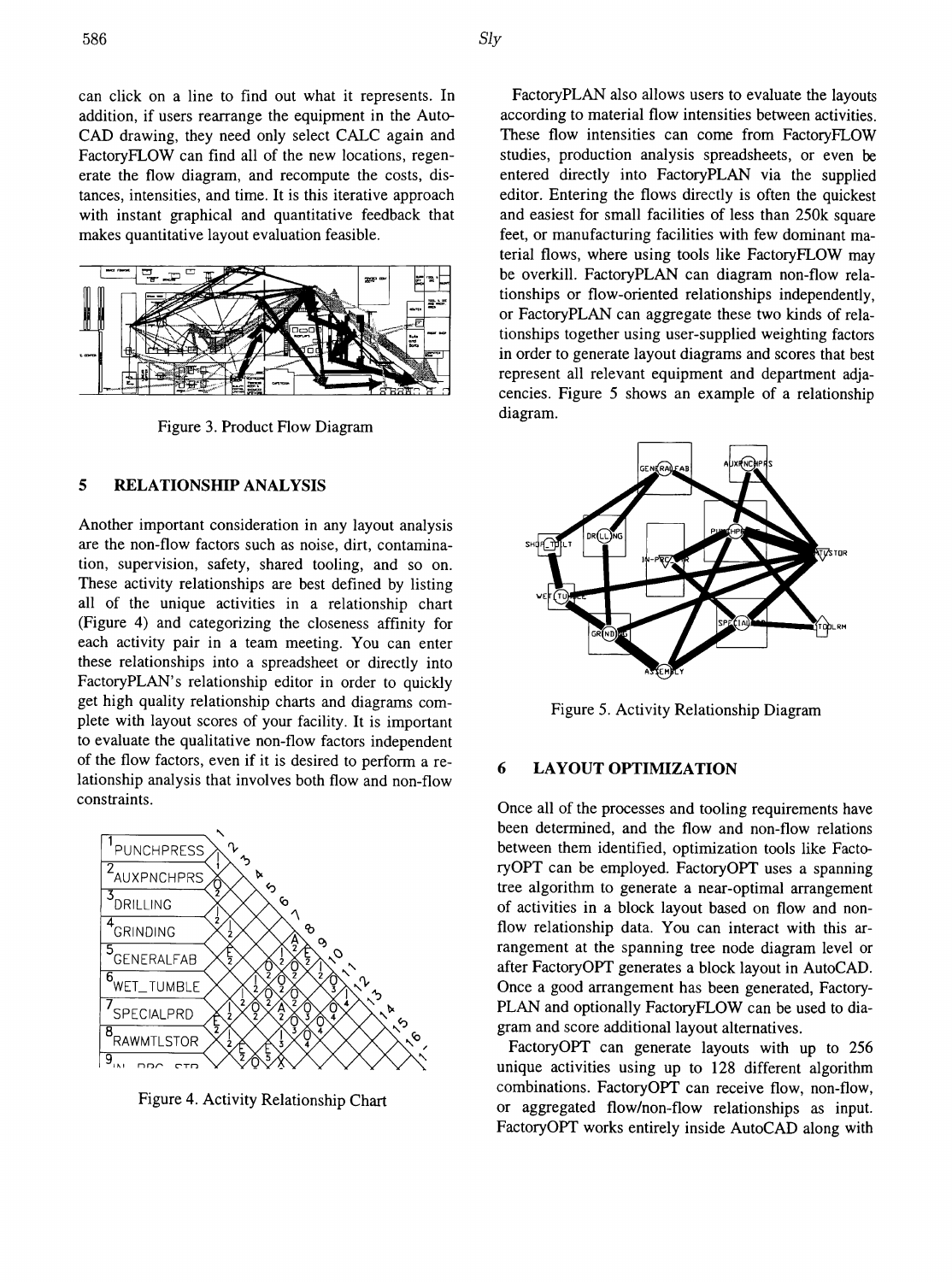can click on a line to find out what it represents. In addition, if users rearrange the equipment in the AutoCAD drawing, they need only select CALC again and FactoryFLOW can find all of the new locations, regenerate the flow diagram, and recompute the costs, distances, intensities, and time. It is this iterative approach with instant graphical and quantitative feedback that makes quantitative layout evaluation feasible.

Figure 3. Product Flow Diagram

## 5 RELATIONSHIP ANALYSIS

Another important consideration in any layout analysis are the non-flow factors such as noise, dirt, contamination, supervision, safety, shared tooling, and so on. These activity relationships are best defined by listing all of the unique activities in a relationship chart (Figure 4) and categorizing the closeness affinity for each activity pair in a team meeting. You can enter these relationships into a spreadsheet or directly into FactoryPLAN's relationship editor in order to quickly get high quality relationship charts and diagrams complete with layout scores of your facility. It is important to evaluate the qualitative non-flow factors independent of the flow factors, even if it is desired to perform a relationship analysis that involves both flow and non-flow constraints.

Figure 4. Activity Relationship Chart

FactoryPLAN also allows users to evaluate the layouts according to material flow intensities between activities. These flow intensities can come from FactoryFLOW studies, production analysis spreadsheets, or even be entered directly into FactoryPLAN via the supplied editor. Entering the flows directly is often the quickest and easiest for small facilities of less than 250k square feet, or manufacturing facilities with few dominant material flows, where using tools like FactoryFLOW may be overkill. FactoryPLAN can diagram non-flow relationships or flow-oriented relationships independently, or FactoryPLAN can aggregate these two kinds of relationships together using user-supplied weighting factors in order to generate layout diagrams and scores that best represent all relevant equipment and department adjacencies. Figure 5 shows an example of a relationship diagram.

Figure 5. Activity Relationship Diagram

## 6 LAYOUT OPTIMIZATION

Once all of the processes and tooling requirements have been determined, and the flow and non-flow relations between them identified, optimization tools like FactoryOPT can be employed. FactoryOPT uses a spanning tree algorithm to generate a near-optimal arrangement of activities in a block layout based on flow and non-flow relationship data. You can interact with this arrangement at the spanning tree node diagram level or after FactoryOPT generates a block layout in AutoCAD. Once a good arrangement has been generated, FactoryPLAN and optionally FactoryFLOW can be used to diagram and score additional layout alternatives.

FactoryOPT can generate layouts with up to 256 unique activities using up to 128 different algorithm combinations. FactoryOPT can receive flow, non-flow, or aggregated flow/non-flow relationships as input. FactoryOPT works entirely inside AutoCAD along with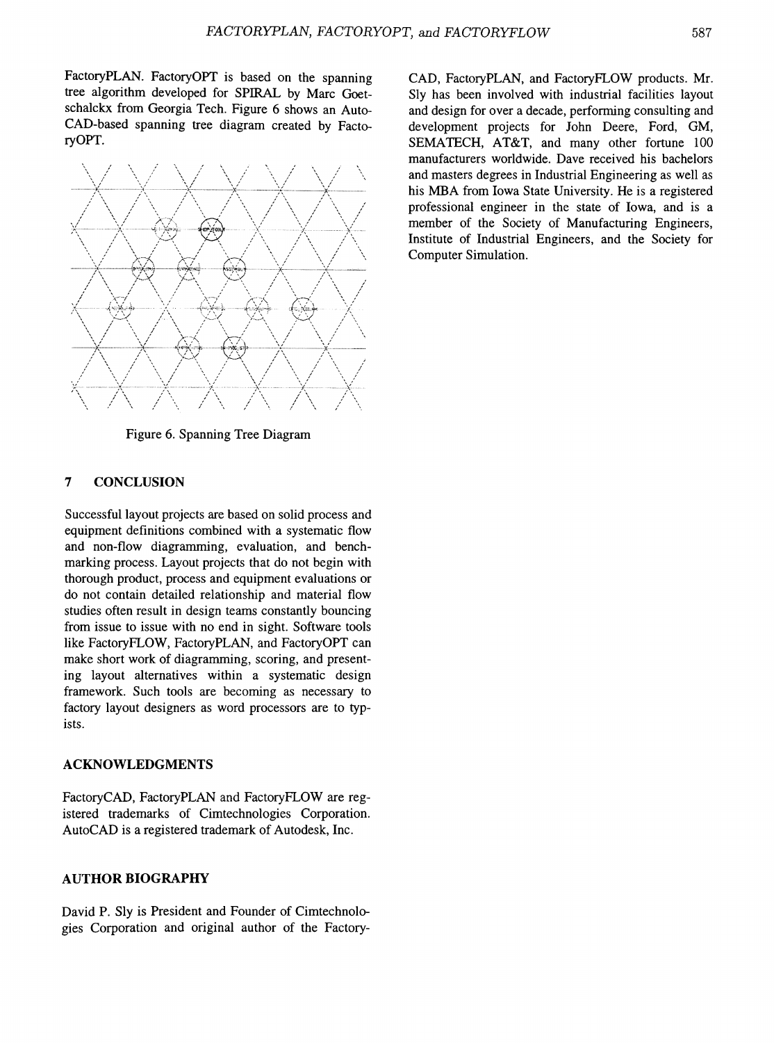FactoryPLAN. FactoryOPT is based on the spanning tree algorithm developed for SPIRAL by Marc Goetschalckx from Georgia Tech. Figure 6 shows an AutoCAD-based spanning tree diagram created by FactoryOPT.

Figure 6. Spanning Tree Diagram

## 7 CONCLUSION

Successful layout projects are based on solid process and equipment definitions combined with a systematic flow and non-flow diagramming, evaluation, and benchmarking process. Layout projects that do not begin with thorough product, process and equipment evaluations or do not contain detailed relationship and material flow studies often result in design teams constantly bouncing from issue to issue with no end in sight. Software tools like FactoryFLOW, FactoryPLAN, and FactoryOPT can make short work of diagramming, scoring, and presenting layout alternatives within a systematic design framework. Such tools are becoming as necessary to factory layout designers as word processors are to typists.

## ACKNOWLEDGMENTS

FactoryCAD, FactoryPLAN and FactoryFLOW are registered trademarks of Cimtechnologies Corporation. AutoCAD is a registered trademark of Autodesk, Inc.

## AUTHOR BIOGRAPHY

David P. Sly is President and Founder of Cimtechnologies Corporation and original author of the FactoryCAD, FactoryPLAN, and FactoryFLOW products. Mr. Sly has been involved with industrial facilities layout and design for over a decade, performing consulting and development projects for John Deere, Ford, GM, SEMATECH, AT&T, and many other fortune 100 manufacturers worldwide. Dave received his bachelors and masters degrees in Industrial Engineering as well as his MBA from Iowa State University. He is a registered professional engineer in the state of Iowa, and is a member of the Society of Manufacturing Engineers, Institute of Industrial Engineers, and the Society for Computer Simulation.